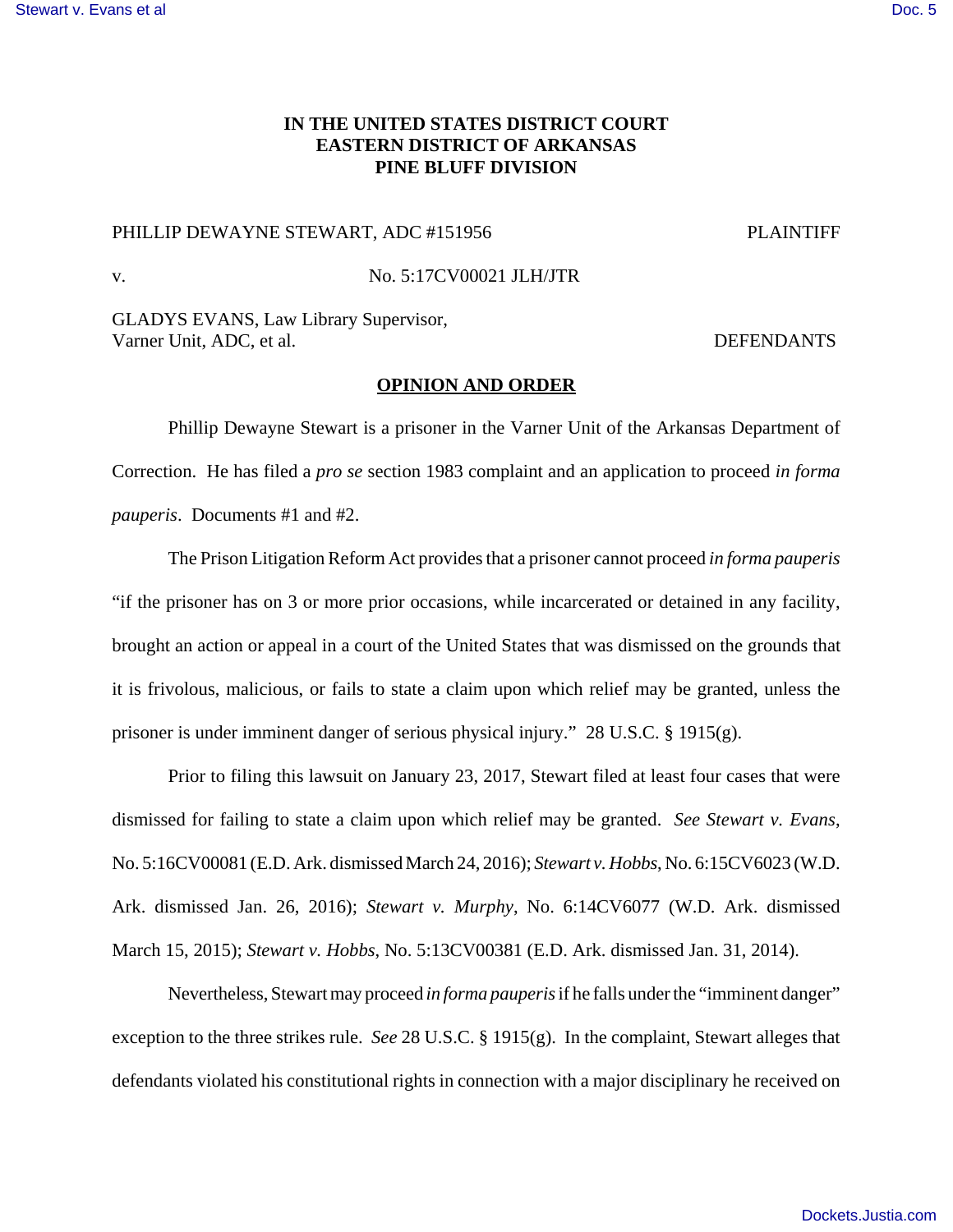**IN THE UNITED STATES DISTRICT COURT**
**EASTERN DISTRICT OF ARKANSAS**
**PINE BLUFF DIVISION**

PHILLIP DEWAYNE STEWART, ADC #151956 PLAINTIFF

v. No. 5:17CV00021 JLH/JTR

GLADYS EVANS, Law Library Supervisor,
Varner Unit, ADC, et al. DEFENDANTS

**OPINION AND ORDER**

Phillip Dewayne Stewart is a prisoner in the Varner Unit of the Arkansas Department of Correction. He has filed a *pro se* section 1983 complaint and an application to proceed *in forma pauperis*. Documents #1 and #2.

The Prison Litigation Reform Act provides that a prisoner cannot proceed *in forma pauperis* "if the prisoner has on 3 or more prior occasions, while incarcerated or detained in any facility, brought an action or appeal in a court of the United States that was dismissed on the grounds that it is frivolous, malicious, or fails to state a claim upon which relief may be granted, unless the prisoner is under imminent danger of serious physical injury." 28 U.S.C. § 1915(g).

Prior to filing this lawsuit on January 23, 2017, Stewart filed at least four cases that were dismissed for failing to state a claim upon which relief may be granted. *See Stewart v. Evans*, No. 5:16CV00081 (E.D. Ark. dismissed March 24, 2016); *Stewart v. Hobbs*, No. 6:15CV6023 (W.D. Ark. dismissed Jan. 26, 2016); *Stewart v. Murphy*, No. 6:14CV6077 (W.D. Ark. dismissed March 15, 2015); *Stewart v. Hobbs*, No. 5:13CV00381 (E.D. Ark. dismissed Jan. 31, 2014).

Nevertheless, Stewart may proceed *in forma pauperis* if he falls under the "imminent danger" exception to the three strikes rule. *See* 28 U.S.C. § 1915(g). In the complaint, Stewart alleges that defendants violated his constitutional rights in connection with a major disciplinary he received on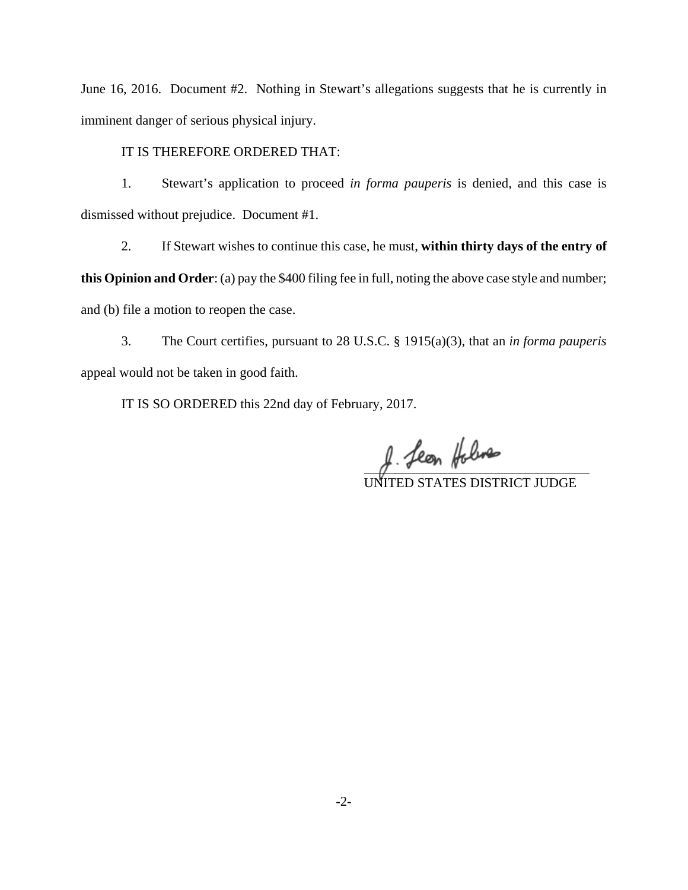June 16, 2016. Document #2. Nothing in Stewart's allegations suggests that he is currently in imminent danger of serious physical injury.

IT IS THEREFORE ORDERED THAT:

1. Stewart's application to proceed *in forma pauperis* is denied, and this case is dismissed without prejudice. Document #1.

2. If Stewart wishes to continue this case, he must, **within thirty days of the entry of this Opinion and Order**: (a) pay the $400 filing fee in full, noting the above case style and number; and (b) file a motion to reopen the case.

3. The Court certifies, pursuant to 28 U.S.C. § 1915(a)(3), that an *in forma pauperis* appeal would not be taken in good faith.

IT IS SO ORDERED this 22nd day of February, 2017.

J. Leon Holmes

UNITED STATES DISTRICT JUDGE